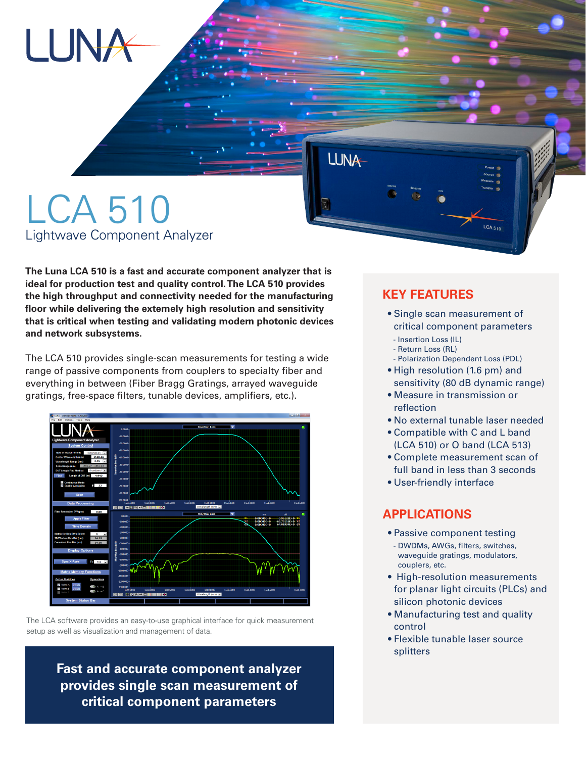# LCA 510

## Lightwave Component Analyzer

**The Luna LCA 510 is a fast and accurate component analyzer that is ideal for production test and quality control. The LCA 510 provides the high throughput and connectivity needed for the manufacturing floor while delivering the extemely high resolution and sensitivity that is critical when testing and validating modern photonic devices and network subsystems.**

The LCA 510 provides single-scan measurements for testing a wide range of passive components from couplers to specialty fiber and everything in between (Fiber Bragg Gratings, arrayed waveguide gratings, free-space filters, tunable devices, amplifiers, etc.).

The LCA software provides an easy-to-use graphical interface for quick measurement setup as well as visualization and management of data.

**Fast and accurate component analyzer provides single scan measurement of critical component parameters**

## KEY FEATURES

- Single scan measurement of critical component parameters
  - Insertion Loss (IL)
  - Return Loss (RL)
  - Polarization Dependent Loss (PDL)
- High resolution (1.6 pm) and sensitivity (80 dB dynamic range)
- Measure in transmission or reflection
- No external tunable laser needed
- Compatible with C and L band (LCA 510) or O band (LCA 513)
- Complete measurement scan of full band in less than 3 seconds
- User-friendly interface

## APPLICATIONS

- Passive component testing
  - DWDMs, AWGs, filters, switches, waveguide gratings, modulators, couplers, etc.
- High-resolution measurements for planar light circuits (PLCs) and silicon photonic devices
- Manufacturing test and quality control
- Flexible tunable laser source splitters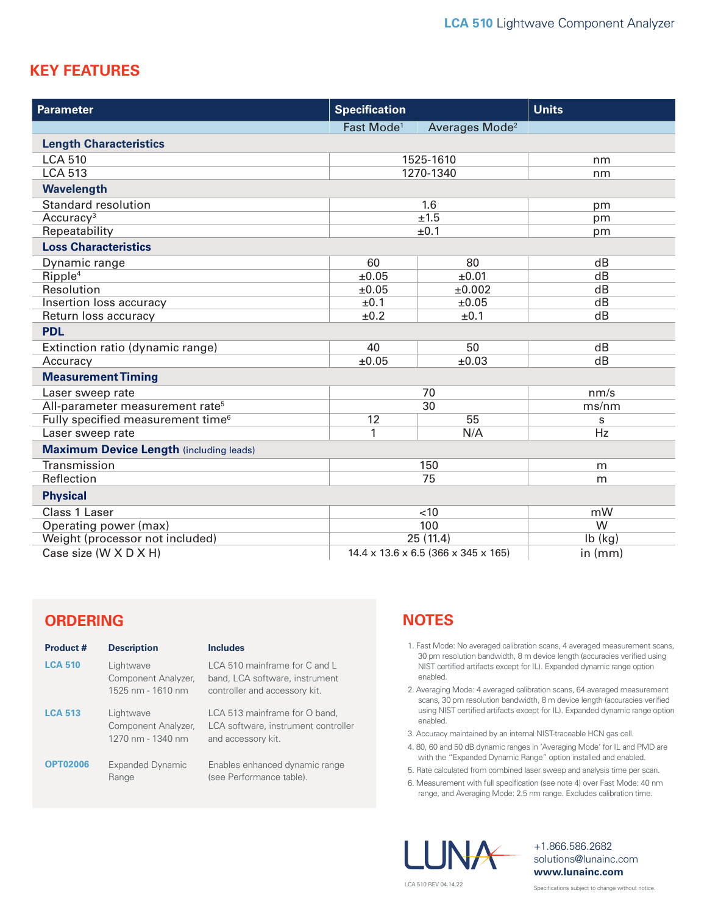## KEY FEATURES

| Parameter | Specification | | Units |
|---|---|---|---|
| | Fast Mode[1] | Averages Mode[2] | |
| **Length Characteristics** | | | |
| LCA 510 | 1525-1610 | | nm |
| LCA 513 | 1270-1340 | | nm |
| **Wavelength** | | | |
| Standard resolution | 1.6 | | pm |
| Accuracy[3] | ±1.5 | | pm |
| Repeatability | ±0.1 | | pm |
| **Loss Characteristics** | | | |
| Dynamic range | 60 | 80 | dB |
| Ripple[4] | ±0.05 | ±0.01 | dB |
| Resolution | ±0.05 | ±0.002 | dB |
| Insertion loss accuracy | ±0.1 | ±0.05 | dB |
| Return loss accuracy | ±0.2 | ±0.1 | dB |
| **PDL** | | | |
| Extinction ratio (dynamic range) | 40 | 50 | dB |
| Accuracy | ±0.05 | ±0.03 | dB |
| **Measurement Timing** | | | |
| Laser sweep rate | 70 | | nm/s |
| All-parameter measurement rate[5] | 30 | | ms/nm |
| Fully specified measurement time[6] | 12 | 55 | s |
| Laser sweep rate | 1 | N/A | Hz |
| **Maximum Device Length** (including leads) | | | |
| Transmission | 150 | | m |
| Reflection | 75 | | m |
| **Physical** | | | |
| Class 1 Laser | <10 | | mW |
| Operating power (max) | 100 | | W |
| Weight (processor not included) | 25 (11.4) | | lb (kg) |
| Case size (W X D X H) | 14.4 x 13.6 x 6.5 (366 x 345 x 165) | | in (mm) |

## ORDERING

| Product # | Description | Includes |
|---|---|---|
| **LCA 510** | Lightwave Component Analyzer, 1525 nm - 1610 nm | LCA 510 mainframe for C and L band, LCA software, instrument controller and accessory kit. |
| **LCA 513** | Lightwave Component Analyzer, 1270 nm - 1340 nm | LCA 513 mainframe for O band, LCA software, instrument controller and accessory kit. |
| **OPT02006** | Expanded Dynamic Range | Enables enhanced dynamic range (see Performance table). |

## NOTES

1. Fast Mode: No averaged calibration scans, 4 averaged measurement scans, 30 pm resolution bandwidth, 8 m device length (accuracies verified using NIST certified artifacts except for IL). Expanded dynamic range option enabled.
2. Averaging Mode: 4 averaged calibration scans, 64 averaged measurement scans, 30 pm resolution bandwidth, 8 m device length (accuracies verified using NIST certified artifacts except for IL). Expanded dynamic range option enabled.
3. Accuracy maintained by an internal NIST-traceable HCN gas cell.
4. 80, 60 and 50 dB dynamic ranges in 'Averaging Mode' for IL and PMD are with the "Expanded Dynamic Range" option installed and enabled.
5. Rate calculated from combined laser sweep and analysis time per scan.
6. Measurement with full specification (see note 4) over Fast Mode: 40 nm range, and Averaging Mode: 2.5 nm range. Excludes calibration time.

LUNA

+1.866.586.2682
solutions@lunainc.com
**www.lunainc.com**

LCA 510 REV 04.14.22

Specifications subject to change without notice.